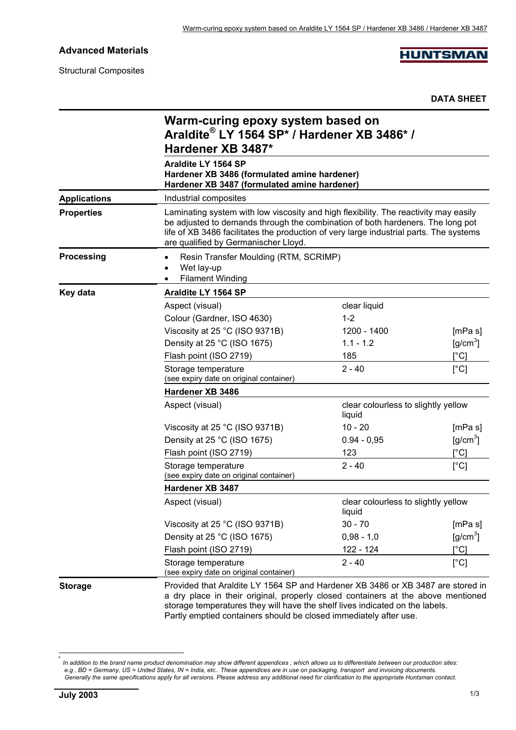**Advanced Materials**

Structural Composites

**HUNTSMAN**

**DATA SHEET**

# Warm-curing epoxy system based on Araldite® LY 1564 SP* / Hardener XB 3486* / Hardener XB 3487*

**Araldite LY 1564 SP**
**Hardener XB 3486 (formulated amine hardener)**
**Hardener XB 3487 (formulated amine hardener)**

**Applications**

Industrial composites

**Properties**

Laminating system with low viscosity and high flexibility. The reactivity may easily be adjusted to demands through the combination of both hardeners. The long pot life of XB 3486 facilitates the production of very large industrial parts. The systems are qualified by Germanischer Lloyd.

**Processing**

- Resin Transfer Moulding (RTM, SCRIMP)
- Wet lay-up
- Filament Winding

**Key data**

**Araldite LY 1564 SP**

| Property | Value | Unit |
|---|---|---|
| Aspect (visual) | clear liquid | |
| Colour (Gardner, ISO 4630) | 1-2 | |
| Viscosity at 25 °C (ISO 9371B) | 1200 - 1400 | [mPa s] |
| Density at 25 °C (ISO 1675) | 1.1 - 1.2 | [g/cm$^3$] |
| Flash point (ISO 2719) | 185 | [°C] |
| Storage temperature (see expiry date on original container) | 2 - 40 | [°C] |

**Hardener XB 3486**

| Property | Value | Unit |
|---|---|---|
| Aspect (visual) | clear colourless to slightly yellow liquid | |
| Viscosity at 25 °C (ISO 9371B) | 10 - 20 | [mPa s] |
| Density at 25 °C (ISO 1675) | 0.94 - 0,95 | [g/cm$^3$] |
| Flash point (ISO 2719) | 123 | [°C] |
| Storage temperature (see expiry date on original container) | 2 - 40 | [°C] |

**Hardener XB 3487**

| Property | Value | Unit |
|---|---|---|
| Aspect (visual) | clear colourless to slightly yellow liquid | |
| Viscosity at 25 °C (ISO 9371B) | 30 - 70 | [mPa s] |
| Density at 25 °C (ISO 1675) | 0,98 - 1,0 | [g/cm$^3$] |
| Flash point (ISO 2719) | 122 - 124 | [°C] |
| Storage temperature (see expiry date on original container) | 2 - 40 | [°C] |

**Storage**

Provided that Araldite LY 1564 SP and Hardener XB 3486 or XB 3487 are stored in a dry place in their original, properly closed containers at the above mentioned storage temperatures they will have the shelf lives indicated on the labels.
Partly emptied containers should be closed immediately after use.

---

* *In addition to the brand name product denomination may show different appendices , which allows us to differentiate between our production sites: e.g , BD = Germany, US = United States, IN = India, etc.. These appendices are in use on packaging, transport and invoicing documents. Generally the same specifications apply for all versions. Please address any additional need for clarification to the appropriate Huntsman contact.*

**July 2003**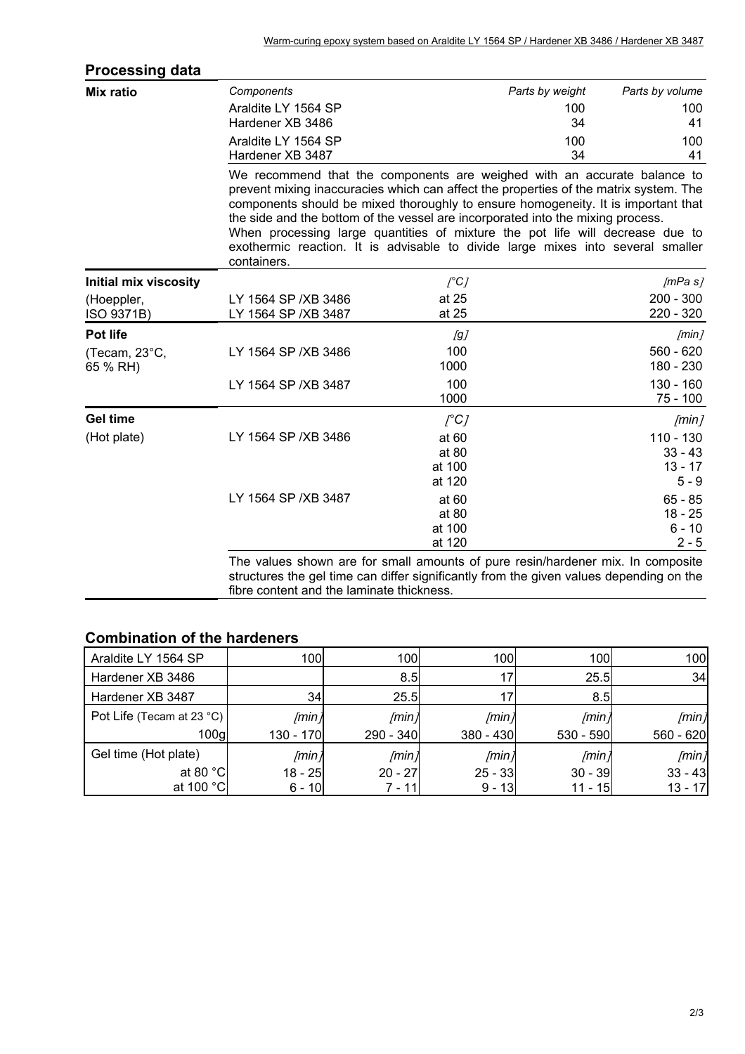## Processing data

**Mix ratio**

| Components | Parts by weight | Parts by volume |
|---|---|---|
| Araldite LY 1564 SP | 100 | 100 |
| Hardener XB 3486 | 34 | 41 |
| Araldite LY 1564 SP | 100 | 100 |
| Hardener XB 3487 | 34 | 41 |

We recommend that the components are weighed with an accurate balance to prevent mixing inaccuracies which can affect the properties of the matrix system. The components should be mixed thoroughly to ensure homogeneity. It is important that the side and the bottom of the vessel are incorporated into the mixing process.
When processing large quantities of mixture the pot life will decrease due to exothermic reaction. It is advisable to divide large mixes into several smaller containers.

**Initial mix viscosity** (Hoeppler, ISO 9371B)

| | [°C] | [mPa s] |
|---|---|---|
| LY 1564 SP /XB 3486 | at 25 | 200 - 300 |
| LY 1564 SP /XB 3487 | at 25 | 220 - 320 |

**Pot life** (Tecam, 23°C, 65 % RH)

| | [g] | [min] |
|---|---|---|
| LY 1564 SP /XB 3486 | 100 | 560 - 620 |
| | 1000 | 180 - 230 |
| LY 1564 SP /XB 3487 | 100 | 130 - 160 |
| | 1000 | 75 - 100 |

**Gel time** (Hot plate)

| | [°C] | [min] |
|---|---|---|
| LY 1564 SP /XB 3486 | at 60 | 110 - 130 |
| | at 80 | 33 - 43 |
| | at 100 | 13 - 17 |
| | at 120 | 5 - 9 |
| LY 1564 SP /XB 3487 | at 60 | 65 - 85 |
| | at 80 | 18 - 25 |
| | at 100 | 6 - 10 |
| | at 120 | 2 - 5 |

The values shown are for small amounts of pure resin/hardener mix. In composite structures the gel time can differ significantly from the given values depending on the fibre content and the laminate thickness.

## Combination of the hardeners

| Araldite LY 1564 SP | 100 | 100 | 100 | 100 | 100 |
|---|---|---|---|---|---|
| Hardener XB 3486 | | 8.5 | 17 | 25.5 | 34 |
| Hardener XB 3487 | 34 | 25.5 | 17 | 8.5 | |
| Pot Life (Tecam at 23 °C) | [min] | [min] | [min] | [min] | [min] |
| 100g | 130 - 170 | 290 - 340 | 380 - 430 | 530 - 590 | 560 - 620 |
| Gel time (Hot plate) | [min] | [min] | [min] | [min] | [min] |
| at 80 °C | 18 - 25 | 20 - 27 | 25 - 33 | 30 - 39 | 33 - 43 |
| at 100 °C | 6 - 10 | 7 - 11 | 9 - 13 | 11 - 15 | 13 - 17 |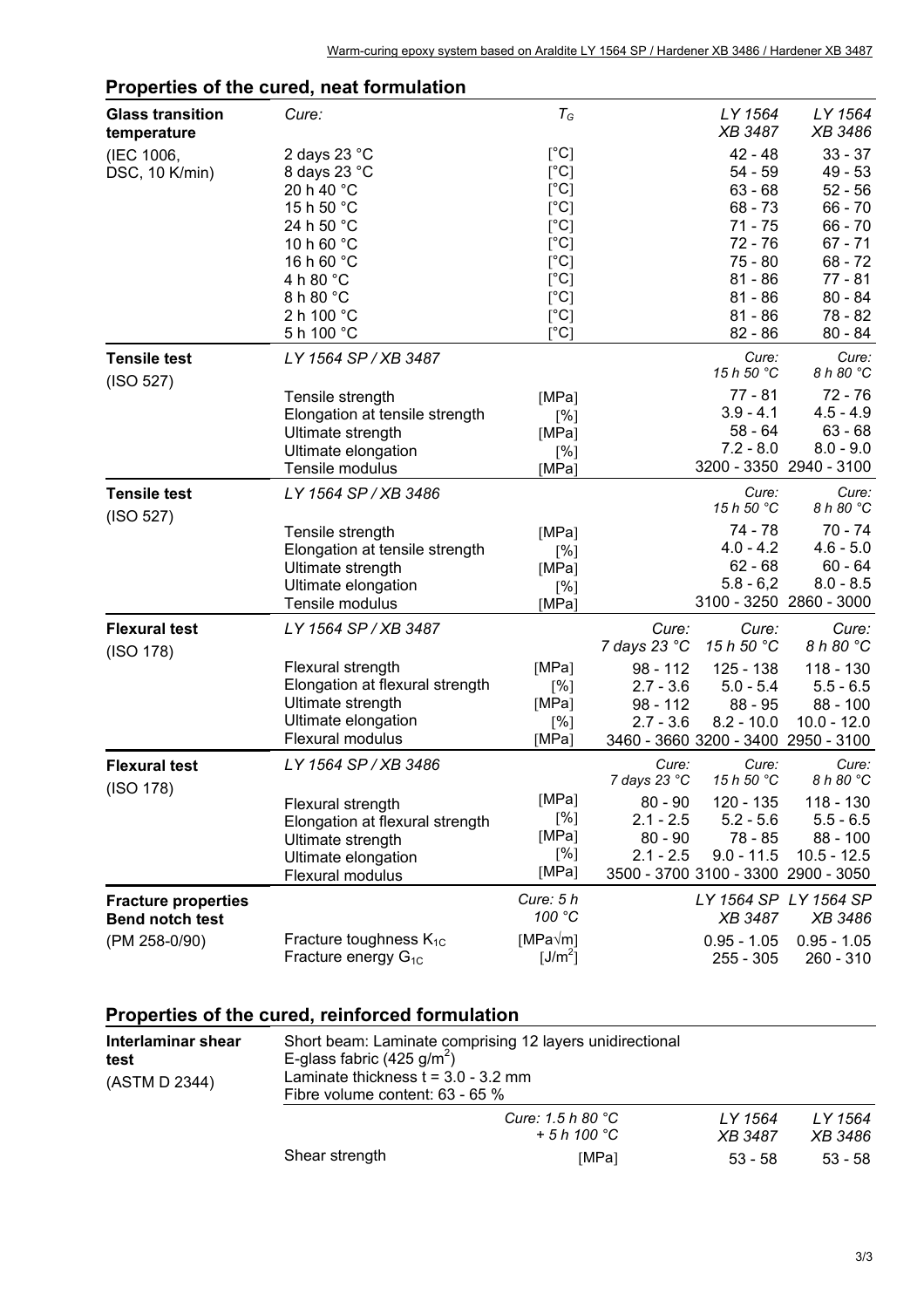## Properties of the cured, neat formulation

| | | | | | |
|---|---|---|---|---|---|
| **Glass transition temperature** | *Cure:* | $T_G$ | | *LY 1564 XB 3487* | *LY 1564 XB 3486* |
| (IEC 1006, DSC, 10 K/min) | 2 days 23 °C | [°C] | | 42 - 48 | 33 - 37 |
| | 8 days 23 °C | [°C] | | 54 - 59 | 49 - 53 |
| | 20 h 40 °C | [°C] | | 63 - 68 | 52 - 56 |
| | 15 h 50 °C | [°C] | | 68 - 73 | 66 - 70 |
| | 24 h 50 °C | [°C] | | 71 - 75 | 66 - 70 |
| | 10 h 60 °C | [°C] | | 72 - 76 | 67 - 71 |
| | 16 h 60 °C | [°C] | | 75 - 80 | 68 - 72 |
| | 4 h 80 °C | [°C] | | 81 - 86 | 77 - 81 |
| | 8 h 80 °C | [°C] | | 81 - 86 | 80 - 84 |
| | 2 h 100 °C | [°C] | | 81 - 86 | 78 - 82 |
| | 5 h 100 °C | [°C] | | 82 - 86 | 80 - 84 |
| **Tensile test** | *LY 1564 SP / XB 3487* | | | *Cure: 15 h 50 °C* | *Cure: 8 h 80 °C* |
| (ISO 527) | Tensile strength | [MPa] | | 77 - 81 | 72 - 76 |
| | Elongation at tensile strength | [%] | | 3.9 - 4.1 | 4.5 - 4.9 |
| | Ultimate strength | [MPa] | | 58 - 64 | 63 - 68 |
| | Ultimate elongation | [%] | | 7.2 - 8.0 | 8.0 - 9.0 |
| | Tensile modulus | [MPa] | | 3200 - 3350 | 2940 - 3100 |
| **Tensile test** | *LY 1564 SP / XB 3486* | | | *Cure: 15 h 50 °C* | *Cure: 8 h 80 °C* |
| (ISO 527) | Tensile strength | [MPa] | | 74 - 78 | 70 - 74 |
| | Elongation at tensile strength | [%] | | 4.0 - 4.2 | 4.6 - 5.0 |
| | Ultimate strength | [MPa] | | 62 - 68 | 60 - 64 |
| | Ultimate elongation | [%] | | 5.8 - 6,2 | 8.0 - 8.5 |
| | Tensile modulus | [MPa] | | 3100 - 3250 | 2860 - 3000 |
| **Flexural test** | *LY 1564 SP / XB 3487* | | *Cure: 7 days 23 °C* | *Cure: 15 h 50 °C* | *Cure: 8 h 80 °C* |
| (ISO 178) | Flexural strength | [MPa] | 98 - 112 | 125 - 138 | 118 - 130 |
| | Elongation at flexural strength | [%] | 2.7 - 3.6 | 5.0 - 5.4 | 5.5 - 6.5 |
| | Ultimate strength | [MPa] | 98 - 112 | 88 - 95 | 88 - 100 |
| | Ultimate elongation | [%] | 2.7 - 3.6 | 8.2 - 10.0 | 10.0 - 12.0 |
| | Flexural modulus | [MPa] | 3460 - 3660 | 3200 - 3400 | 2950 - 3100 |
| **Flexural test** | *LY 1564 SP / XB 3486* | | *Cure: 7 days 23 °C* | *Cure: 15 h 50 °C* | *Cure: 8 h 80 °C* |
| (ISO 178) | Flexural strength | [MPa] | 80 - 90 | 120 - 135 | 118 - 130 |
| | Elongation at flexural strength | [%] | 2.1 - 2.5 | 5.2 - 5.6 | 5.5 - 6.5 |
| | Ultimate strength | [MPa] | 80 - 90 | 78 - 85 | 88 - 100 |
| | Ultimate elongation | [%] | 2.1 - 2.5 | 9.0 - 11.5 | 10.5 - 12.5 |
| | Flexural modulus | [MPa] | 3500 - 3700 | 3100 - 3300 | 2900 - 3050 |
| **Fracture properties Bend notch test** | | *Cure: 5 h 100 °C* | | *LY 1564 SP XB 3487* | *LY 1564 SP XB 3486* |
| (PM 258-0/90) | Fracture toughness $K_{1C}$ | [MPa√m] | | 0.95 - 1.05 | 0.95 - 1.05 |
| | Fracture energy $G_{1C}$ | [J/m²] | | 255 - 305 | 260 - 310 |

## Properties of the cured, reinforced formulation

**Interlaminar shear test** (ASTM D 2344)

Short beam: Laminate comprising 12 layers unidirectional E-glass fabric (425 g/m²)
Laminate thickness t = 3.0 - 3.2 mm
Fibre volume content: 63 - 65 %

| | *Cure: 1.5 h 80 °C + 5 h 100 °C* | *LY 1564 XB 3487* | *LY 1564 XB 3486* |
|---|---|---|---|
| Shear strength | [MPa] | 53 - 58 | 53 - 58 |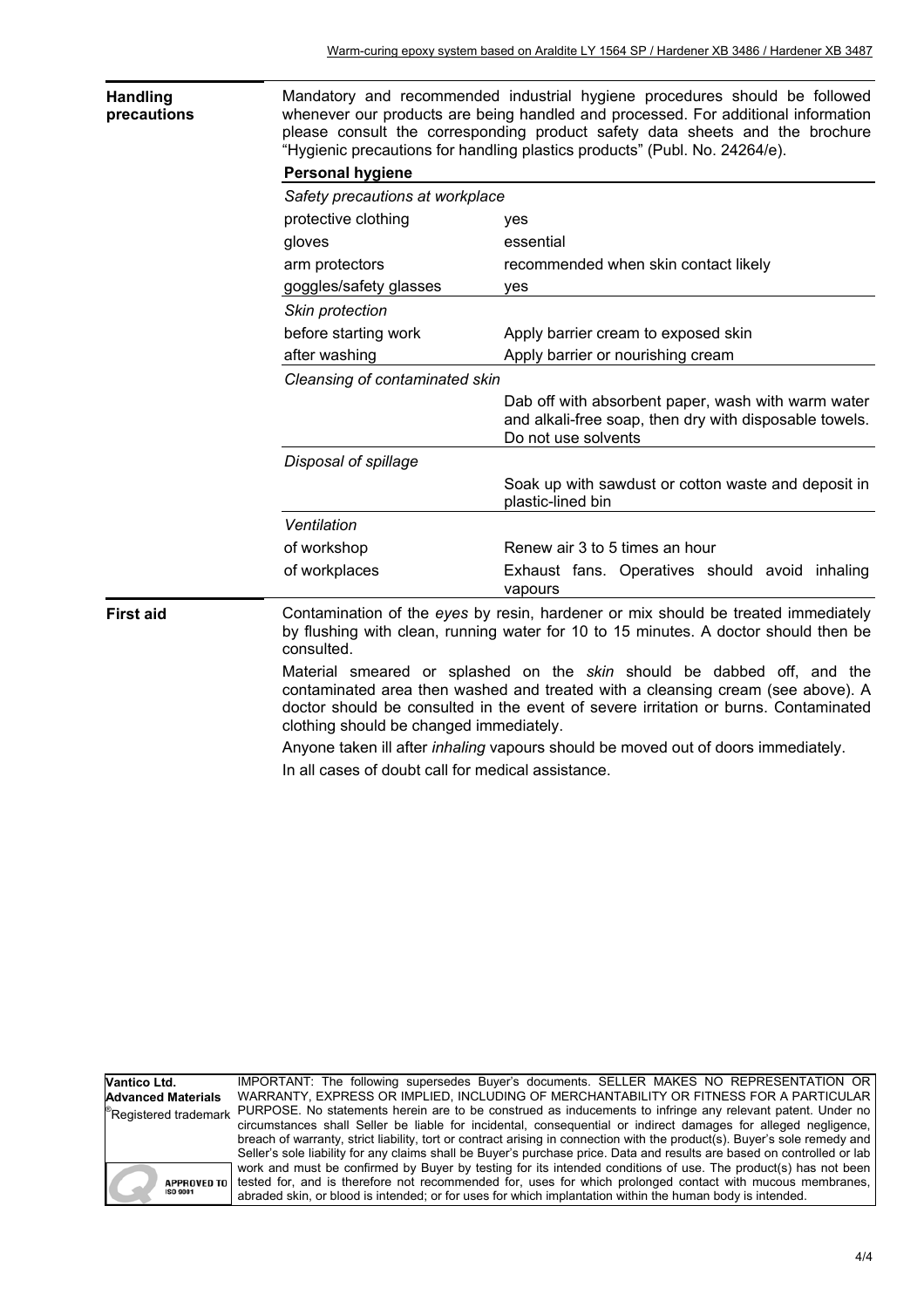**Handling precautions**

Mandatory and recommended industrial hygiene procedures should be followed whenever our products are being handled and processed. For additional information please consult the corresponding product safety data sheets and the brochure "Hygienic precautions for handling plastics products" (Publ. No. 24264/e).

**Personal hygiene**

| | |
|---|---|
| *Safety precautions at workplace* | |
| protective clothing | yes |
| gloves | essential |
| arm protectors | recommended when skin contact likely |
| goggles/safety glasses | yes |
| *Skin protection* | |
| before starting work | Apply barrier cream to exposed skin |
| after washing | Apply barrier or nourishing cream |
| *Cleansing of contaminated skin* | |
| | Dab off with absorbent paper, wash with warm water and alkali-free soap, then dry with disposable towels. Do not use solvents |
| *Disposal of spillage* | |
| | Soak up with sawdust or cotton waste and deposit in plastic-lined bin |
| *Ventilation* | |
| of workshop | Renew air 3 to 5 times an hour |
| of workplaces | Exhaust fans. Operatives should avoid inhaling vapours |

**First aid**

Contamination of the *eyes* by resin, hardener or mix should be treated immediately by flushing with clean, running water for 10 to 15 minutes. A doctor should then be consulted.

Material smeared or splashed on the *skin* should be dabbed off, and the contaminated area then washed and treated with a cleansing cream (see above). A doctor should be consulted in the event of severe irritation or burns. Contaminated clothing should be changed immediately.

Anyone taken ill after *inhaling* vapours should be moved out of doors immediately.

In all cases of doubt call for medical assistance.

**Vantico Ltd.**
**Advanced Materials**
®Registered trademark

APPROVED TO ISO 9001

IMPORTANT: The following supersedes Buyer's documents. SELLER MAKES NO REPRESENTATION OR WARRANTY, EXPRESS OR IMPLIED, INCLUDING OF MERCHANTABILITY OR FITNESS FOR A PARTICULAR PURPOSE. No statements herein are to be construed as inducements to infringe any relevant patent. Under no circumstances shall Seller be liable for incidental, consequential or indirect damages for alleged negligence, breach of warranty, strict liability, tort or contract arising in connection with the product(s). Buyer's sole remedy and Seller's sole liability for any claims shall be Buyer's purchase price. Data and results are based on controlled or lab work and must be confirmed by Buyer by testing for its intended conditions of use. The product(s) has not been tested for, and is therefore not recommended for, uses for which prolonged contact with mucous membranes, abraded skin, or blood is intended; or for uses for which implantation within the human body is intended.